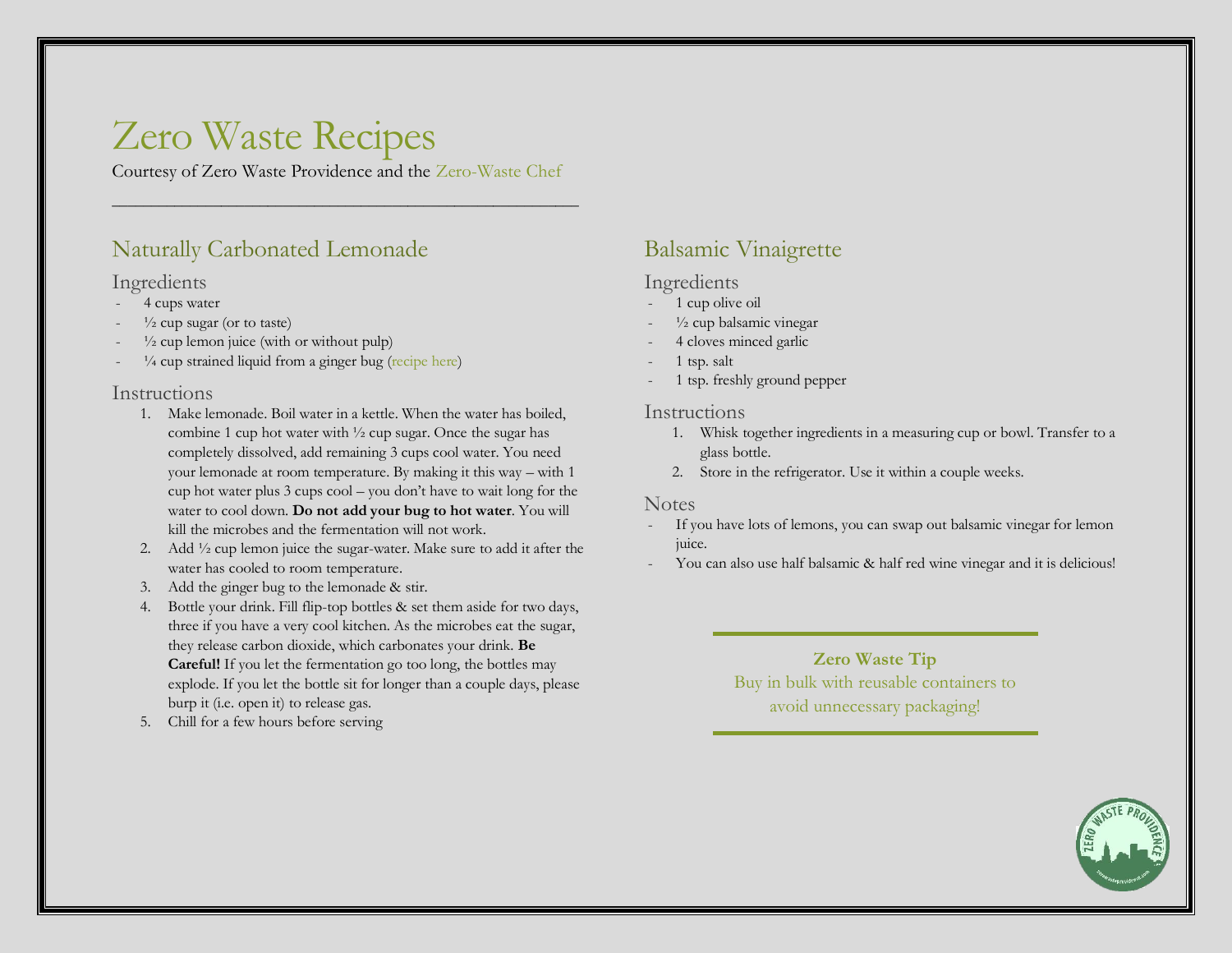# Zero Waste Recipes

Courtesy of Zero Waste Providence and the Zero-Waste Chef

---

## Naturally Carbonated Lemonade

### Ingredients

- 4 cups water
- ½ cup sugar (or to taste)
- ½ cup lemon juice (with or without pulp)
- ¼ cup strained liquid from a ginger bug (recipe here)

### Instructions

1. Make lemonade. Boil water in a kettle. When the water has boiled, combine 1 cup hot water with ½ cup sugar. Once the sugar has completely dissolved, add remaining 3 cups cool water. You need your lemonade at room temperature. By making it this way – with 1 cup hot water plus 3 cups cool – you don't have to wait long for the water to cool down. **Do not add your bug to hot water**. You will kill the microbes and the fermentation will not work.
2. Add ½ cup lemon juice the sugar-water. Make sure to add it after the water has cooled to room temperature.
3. Add the ginger bug to the lemonade & stir.
4. Bottle your drink. Fill flip-top bottles & set them aside for two days, three if you have a very cool kitchen. As the microbes eat the sugar, they release carbon dioxide, which carbonates your drink. **Be Careful!** If you let the fermentation go too long, the bottles may explode. If you let the bottle sit for longer than a couple days, please burp it (i.e. open it) to release gas.
5. Chill for a few hours before serving

## Balsamic Vinaigrette

### Ingredients

- 1 cup olive oil
- ½ cup balsamic vinegar
- 4 cloves minced garlic
- 1 tsp. salt
- 1 tsp. freshly ground pepper

### Instructions

1. Whisk together ingredients in a measuring cup or bowl. Transfer to a glass bottle.
2. Store in the refrigerator. Use it within a couple weeks.

### Notes

- If you have lots of lemons, you can swap out balsamic vinegar for lemon juice.
- You can also use half balsamic & half red wine vinegar and it is delicious!

---

**Zero Waste Tip**

Buy in bulk with reusable containers to avoid unnecessary packaging!

---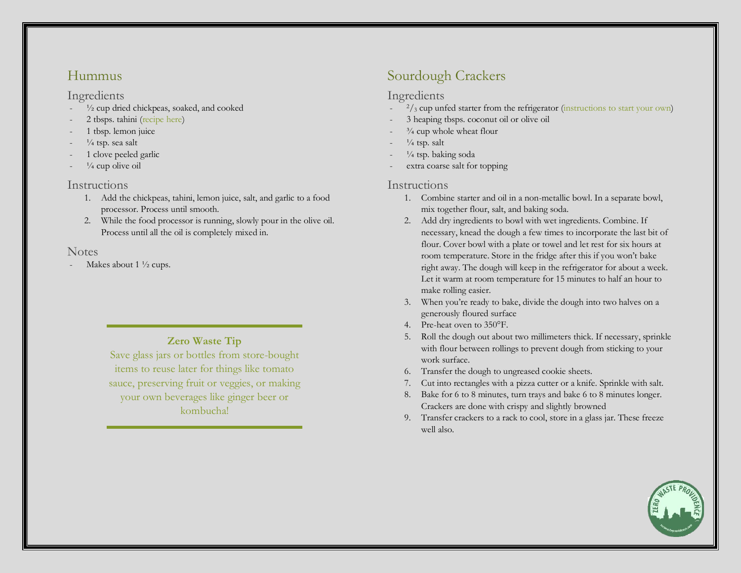# Hummus

## Ingredients

- ½ cup dried chickpeas, soaked, and cooked
- 2 tbsps. tahini (recipe here)
- 1 tbsp. lemon juice
- ¼ tsp. sea salt
- 1 clove peeled garlic
- ¼ cup olive oil

## Instructions

1. Add the chickpeas, tahini, lemon juice, salt, and garlic to a food processor. Process until smooth.
2. While the food processor is running, slowly pour in the olive oil. Process until all the oil is completely mixed in.

## Notes

- Makes about 1 ½ cups.

**Zero Waste Tip**

Save glass jars or bottles from store-bought items to reuse later for things like tomato sauce, preserving fruit or veggies, or making your own beverages like ginger beer or kombucha!

# Sourdough Crackers

## Ingredients

- ⅔ cup unfed starter from the refrigerator (instructions to start your own)
- 3 heaping tbsps. coconut oil or olive oil
- ¾ cup whole wheat flour
- ¼ tsp. salt
- ¼ tsp. baking soda
- extra coarse salt for topping

## Instructions

1. Combine starter and oil in a non-metallic bowl. In a separate bowl, mix together flour, salt, and baking soda.
2. Add dry ingredients to bowl with wet ingredients. Combine. If necessary, knead the dough a few times to incorporate the last bit of flour. Cover bowl with a plate or towel and let rest for six hours at room temperature. Store in the fridge after this if you won't bake right away. The dough will keep in the refrigerator for about a week. Let it warm at room temperature for 15 minutes to half an hour to make rolling easier.
3. When you're ready to bake, divide the dough into two halves on a generously floured surface
4. Pre-heat oven to 350°F.
5. Roll the dough out about two millimeters thick. If necessary, sprinkle with flour between rollings to prevent dough from sticking to your work surface.
6. Transfer the dough to ungreased cookie sheets.
7. Cut into rectangles with a pizza cutter or a knife. Sprinkle with salt.
8. Bake for 6 to 8 minutes, turn trays and bake 6 to 8 minutes longer. Crackers are done with crispy and slightly browned
9. Transfer crackers to a rack to cool, store in a glass jar. These freeze well also.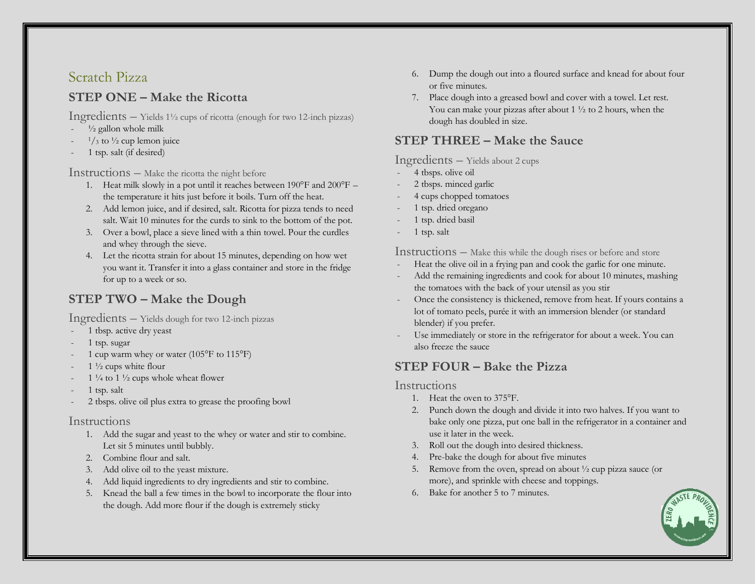# Scratch Pizza

## STEP ONE – Make the Ricotta

Ingredients – Yields 1½ cups of ricotta (enough for two 12-inch pizzas)

- ½ gallon whole milk
- ⅓ to ½ cup lemon juice
- 1 tsp. salt (if desired)

Instructions – Make the ricotta the night before

1. Heat milk slowly in a pot until it reaches between 190°F and 200°F – the temperature it hits just before it boils. Turn off the heat.
2. Add lemon juice, and if desired, salt. Ricotta for pizza tends to need salt. Wait 10 minutes for the curds to sink to the bottom of the pot.
3. Over a bowl, place a sieve lined with a thin towel. Pour the curdles and whey through the sieve.
4. Let the ricotta strain for about 15 minutes, depending on how wet you want it. Transfer it into a glass container and store in the fridge for up to a week or so.

## STEP TWO – Make the Dough

Ingredients – Yields dough for two 12-inch pizzas

- 1 tbsp. active dry yeast
- 1 tsp. sugar
- 1 cup warm whey or water (105°F to 115°F)
- 1 ½ cups white flour
- 1 ¼ to 1 ½ cups whole wheat flower
- 1 tsp. salt
- 2 tbsps. olive oil plus extra to grease the proofing bowl

Instructions

1. Add the sugar and yeast to the whey or water and stir to combine. Let sit 5 minutes until bubbly.
2. Combine flour and salt.
3. Add olive oil to the yeast mixture.
4. Add liquid ingredients to dry ingredients and stir to combine.
5. Knead the ball a few times in the bowl to incorporate the flour into the dough. Add more flour if the dough is extremely sticky
6. Dump the dough out into a floured surface and knead for about four or five minutes.
7. Place dough into a greased bowl and cover with a towel. Let rest. You can make your pizzas after about 1 ½ to 2 hours, when the dough has doubled in size.

## STEP THREE – Make the Sauce

Ingredients – Yields about 2 cups

- 4 tbsps. olive oil
- 2 tbsps. minced garlic
- 4 cups chopped tomatoes
- 1 tsp. dried oregano
- 1 tsp. dried basil
- 1 tsp. salt

Instructions – Make this while the dough rises or before and store

- Heat the olive oil in a frying pan and cook the garlic for one minute.
- Add the remaining ingredients and cook for about 10 minutes, mashing the tomatoes with the back of your utensil as you stir
- Once the consistency is thickened, remove from heat. If yours contains a lot of tomato peels, purée it with an immersion blender (or standard blender) if you prefer.
- Use immediately or store in the refrigerator for about a week. You can also freeze the sauce

## STEP FOUR – Bake the Pizza

Instructions

1. Heat the oven to 375°F.
2. Punch down the dough and divide it into two halves. If you want to bake only one pizza, put one ball in the refrigerator in a container and use it later in the week.
3. Roll out the dough into desired thickness.
4. Pre-bake the dough for about five minutes
5. Remove from the oven, spread on about ½ cup pizza sauce (or more), and sprinkle with cheese and toppings.
6. Bake for another 5 to 7 minutes.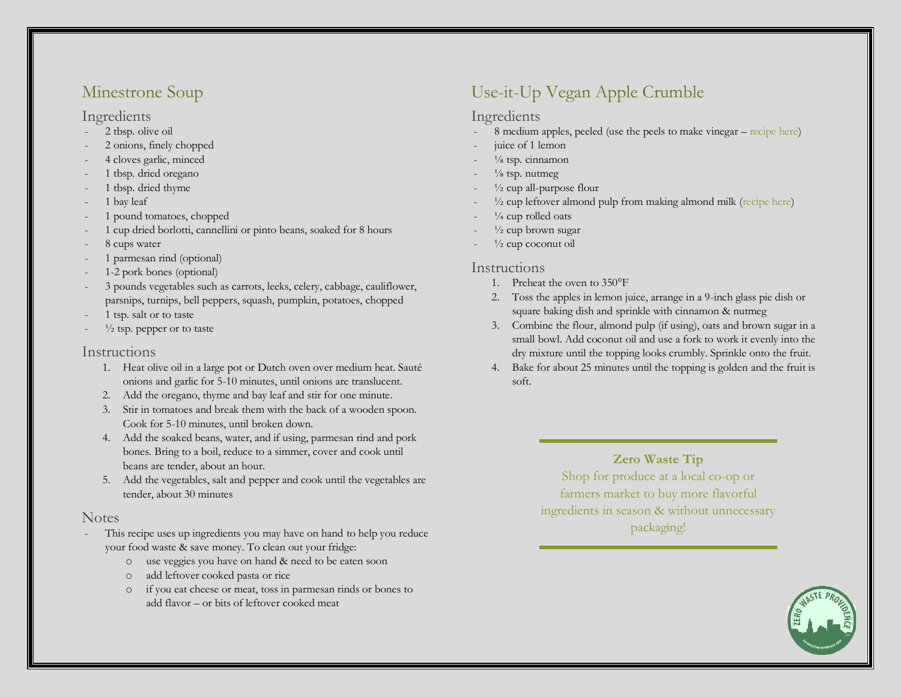## Minestrone Soup

### Ingredients

- 2 tbsp. olive oil
- 2 onions, finely chopped
- 4 cloves garlic, minced
- 1 tbsp. dried oregano
- 1 tbsp. dried thyme
- 1 bay leaf
- 1 pound tomatoes, chopped
- 1 cup dried borlotti, cannellini or pinto beans, soaked for 8 hours
- 8 cups water
- 1 parmesan rind (optional)
- 1-2 pork bones (optional)
- 3 pounds vegetables such as carrots, leeks, celery, cabbage, cauliflower, parsnips, turnips, bell peppers, squash, pumpkin, potatoes, chopped
- 1 tsp. salt or to taste
- ½ tsp. pepper or to taste

### Instructions

1. Heat olive oil in a large pot or Dutch oven over medium heat. Sauté onions and garlic for 5-10 minutes, until onions are translucent.
2. Add the oregano, thyme and bay leaf and stir for one minute.
3. Stir in tomatoes and break them with the back of a wooden spoon. Cook for 5-10 minutes, until broken down.
4. Add the soaked beans, water, and if using, parmesan rind and pork bones. Bring to a boil, reduce to a simmer, cover and cook until beans are tender, about an hour.
5. Add the vegetables, salt and pepper and cook until the vegetables are tender, about 30 minutes

### Notes

- This recipe uses up ingredients you may have on hand to help you reduce your food waste & save money. To clean out your fridge:
  - use veggies you have on hand & need to be eaten soon
  - add leftover cooked pasta or rice
  - if you eat cheese or meat, toss in parmesan rinds or bones to add flavor – or bits of leftover cooked meat

## Use-it-Up Vegan Apple Crumble

### Ingredients

- 8 medium apples, peeled (use the peels to make vinegar – recipe here)
- juice of 1 lemon
- ⅛ tsp. cinnamon
- ⅛ tsp. nutmeg
- ½ cup all-purpose flour
- ½ cup leftover almond pulp from making almond milk (recipe here)
- ¼ cup rolled oats
- ½ cup brown sugar
- ½ cup coconut oil

### Instructions

1. Preheat the oven to 350°F
2. Toss the apples in lemon juice, arrange in a 9-inch glass pie dish or square baking dish and sprinkle with cinnamon & nutmeg
3. Combine the flour, almond pulp (if using), oats and brown sugar in a small bowl. Add coconut oil and use a fork to work it evenly into the dry mixture until the topping looks crumbly. Sprinkle onto the fruit.
4. Bake for about 25 minutes until the topping is golden and the fruit is soft.

**Zero Waste Tip**

Shop for produce at a local co-op or farmers market to buy more flavorful ingredients in season & without unnecessary packaging!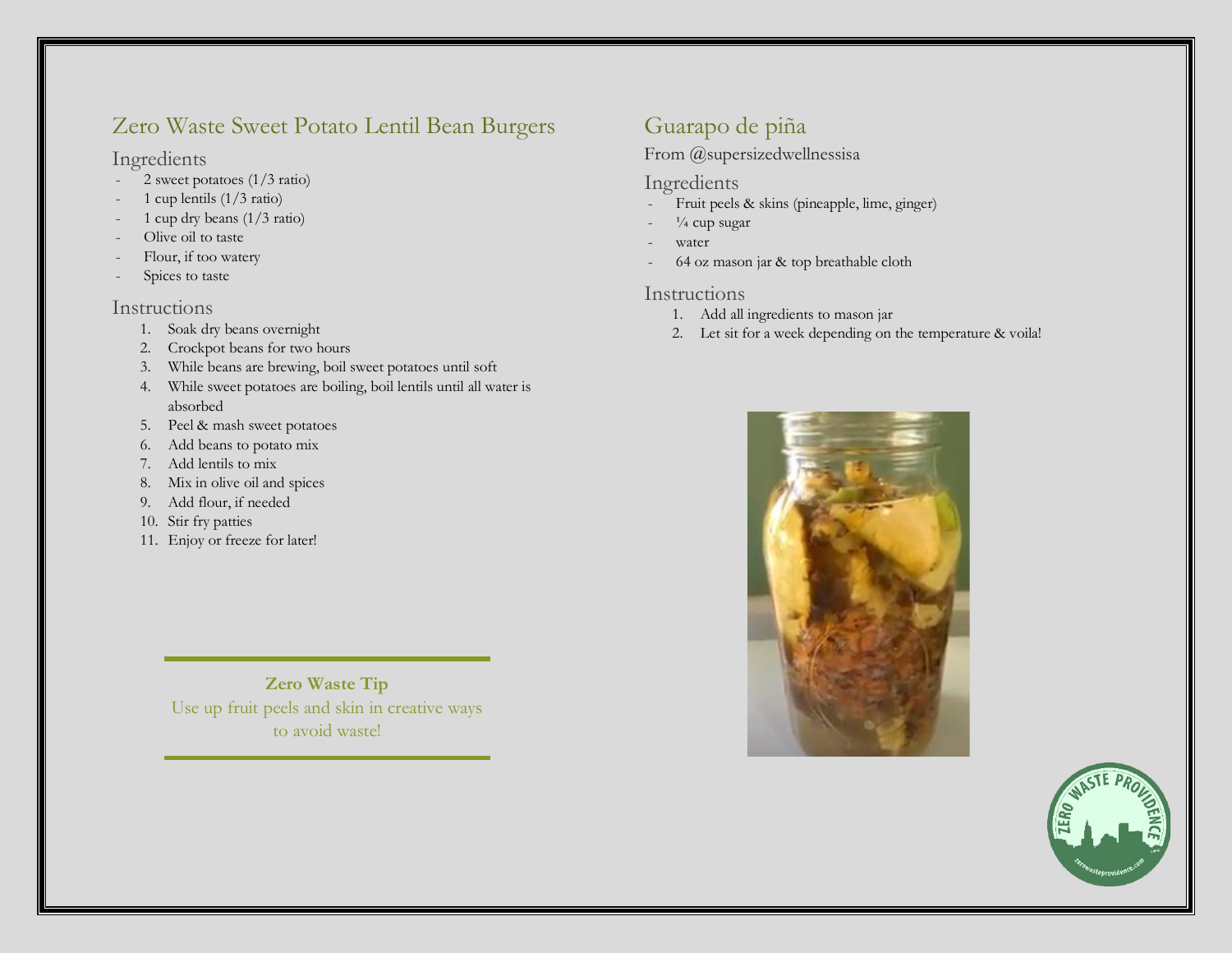## Zero Waste Sweet Potato Lentil Bean Burgers

### Ingredients

- 2 sweet potatoes (1/3 ratio)
- 1 cup lentils (1/3 ratio)
- 1 cup dry beans (1/3 ratio)
- Olive oil to taste
- Flour, if too watery
- Spices to taste

### Instructions

1. Soak dry beans overnight
2. Crockpot beans for two hours
3. While beans are brewing, boil sweet potatoes until soft
4. While sweet potatoes are boiling, boil lentils until all water is absorbed
5. Peel & mash sweet potatoes
6. Add beans to potato mix
7. Add lentils to mix
8. Mix in olive oil and spices
9. Add flour, if needed
10. Stir fry patties
11. Enjoy or freeze for later!

**Zero Waste Tip**

Use up fruit peels and skin in creative ways to avoid waste!

## Guarapo de piña

From @supersizedwellnessisa

### Ingredients

- Fruit peels & skins (pineapple, lime, ginger)
- ¼ cup sugar
- water
- 64 oz mason jar & top breathable cloth

### Instructions

1. Add all ingredients to mason jar
2. Let sit for a week depending on the temperature & voila!